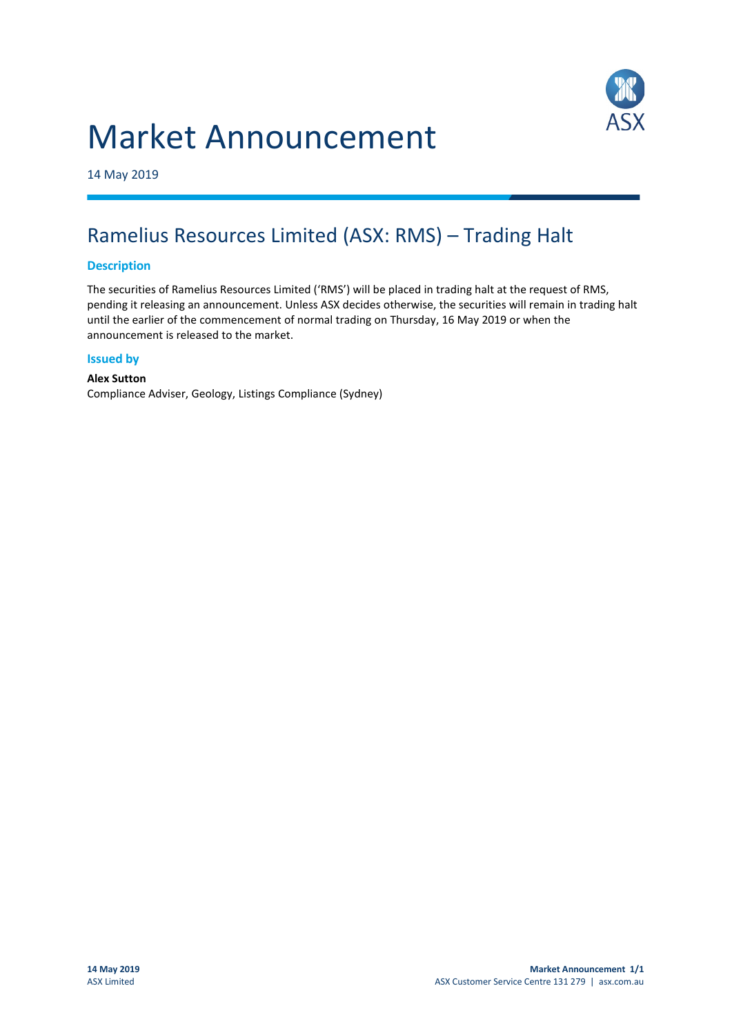# Market Announcement

14 May 2019

## Ramelius Resources Limited (ASX: RMS) – Trading Halt

### Description

The securities of Ramelius Resources Limited ('RMS') will be placed in trading halt at the request of RMS, pending it releasing an announcement. Unless ASX decides otherwise, the securities will remain in trading halt until the earlier of the commencement of normal trading on Thursday, 16 May 2019 or when the announcement is released to the market.

### Issued by

**Alex Sutton**
Compliance Adviser, Geology, Listings Compliance (Sydney)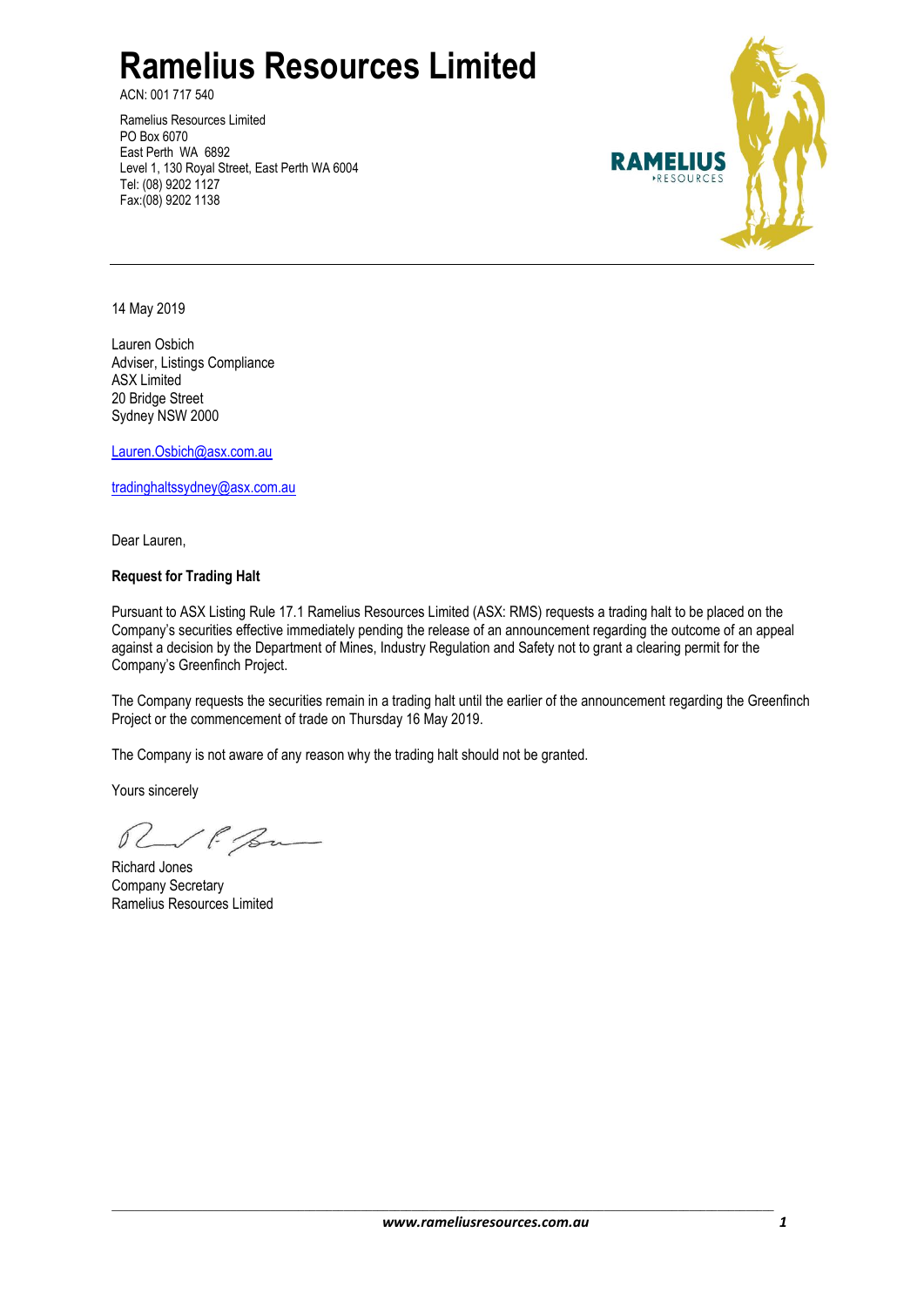# Ramelius Resources Limited

ACN: 001 717 540

Ramelius Resources Limited
PO Box 6070
East Perth WA 6892
Level 1, 130 Royal Street, East Perth WA 6004
Tel: (08) 9202 1127
Fax:(08) 9202 1138

14 May 2019

Lauren Osbich
Adviser, Listings Compliance
ASX Limited
20 Bridge Street
Sydney NSW 2000

Lauren.Osbich@asx.com.au

tradinghaltssydney@asx.com.au

Dear Lauren,

**Request for Trading Halt**

Pursuant to ASX Listing Rule 17.1 Ramelius Resources Limited (ASX: RMS) requests a trading halt to be placed on the Company's securities effective immediately pending the release of an announcement regarding the outcome of an appeal against a decision by the Department of Mines, Industry Regulation and Safety not to grant a clearing permit for the Company's Greenfinch Project.

The Company requests the securities remain in a trading halt until the earlier of the announcement regarding the Greenfinch Project or the commencement of trade on Thursday 16 May 2019.

The Company is not aware of any reason why the trading halt should not be granted.

Yours sincerely

Richard Jones
Company Secretary
Ramelius Resources Limited

*www.rameliusresources.com.au*